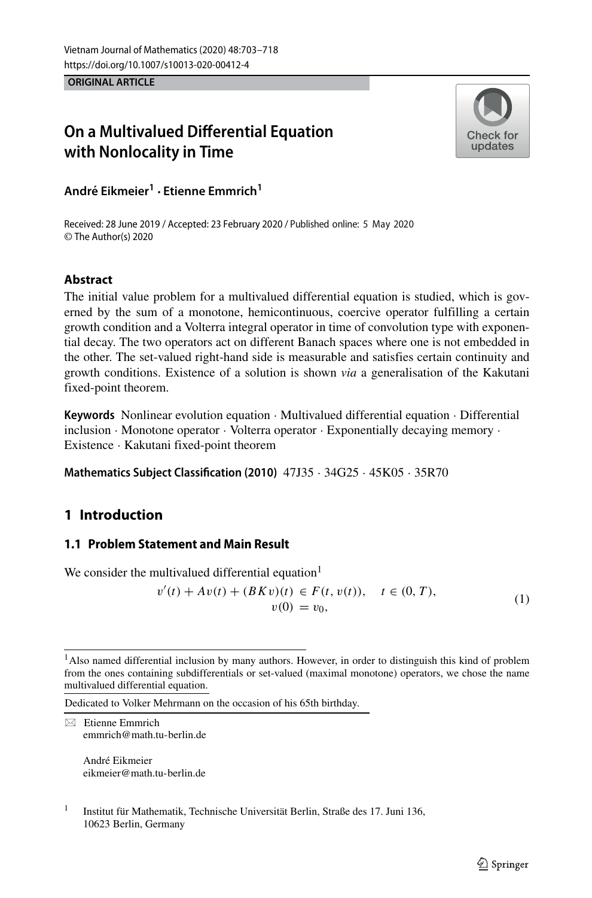ORIGINAL ARTICLE

# On a Multivalued Differential Equation with Nonlocality in Time

**André Eikmeier[1] · Etienne Emmrich[1]**

Received: 28 June 2019 / Accepted: 23 February 2020 / Published online: 5 May 2020
© The Author(s) 2020

## Abstract

The initial value problem for a multivalued differential equation is studied, which is governed by the sum of a monotone, hemicontinuous, coercive operator fulfilling a certain growth condition and a Volterra integral operator in time of convolution type with exponential decay. The two operators act on different Banach spaces where one is not embedded in the other. The set-valued right-hand side is measurable and satisfies certain continuity and growth conditions. Existence of a solution is shown *via* a generalisation of the Kakutani fixed-point theorem.

**Keywords** Nonlinear evolution equation · Multivalued differential equation · Differential inclusion · Monotone operator · Volterra operator · Exponentially decaying memory · Existence · Kakutani fixed-point theorem

**Mathematics Subject Classification (2010)** 47J35 · 34G25 · 45K05 · 35R70

## 1 Introduction

### 1.1 Problem Statement and Main Result

We consider the multivalued differential equation[1]

$$
\begin{aligned}
v'(t) + Av(t) + (BKv)(t) &\in F(t, v(t)), \quad t \in (0, T), \\
v(0) &= v_0,
\end{aligned}
\tag{1}
$$

[1] Also named differential inclusion by many authors. However, in order to distinguish this kind of problem from the ones containing subdifferentials or set-valued (maximal monotone) operators, we chose the name multivalued differential equation.

Dedicated to Volker Mehrmann on the occasion of his 65th birthday.

✉ Etienne Emmrich
emmrich@math.tu-berlin.de

André Eikmeier
eikmeier@math.tu-berlin.de

[1] Institut für Mathematik, Technische Universität Berlin, Straße des 17. Juni 136, 10623 Berlin, Germany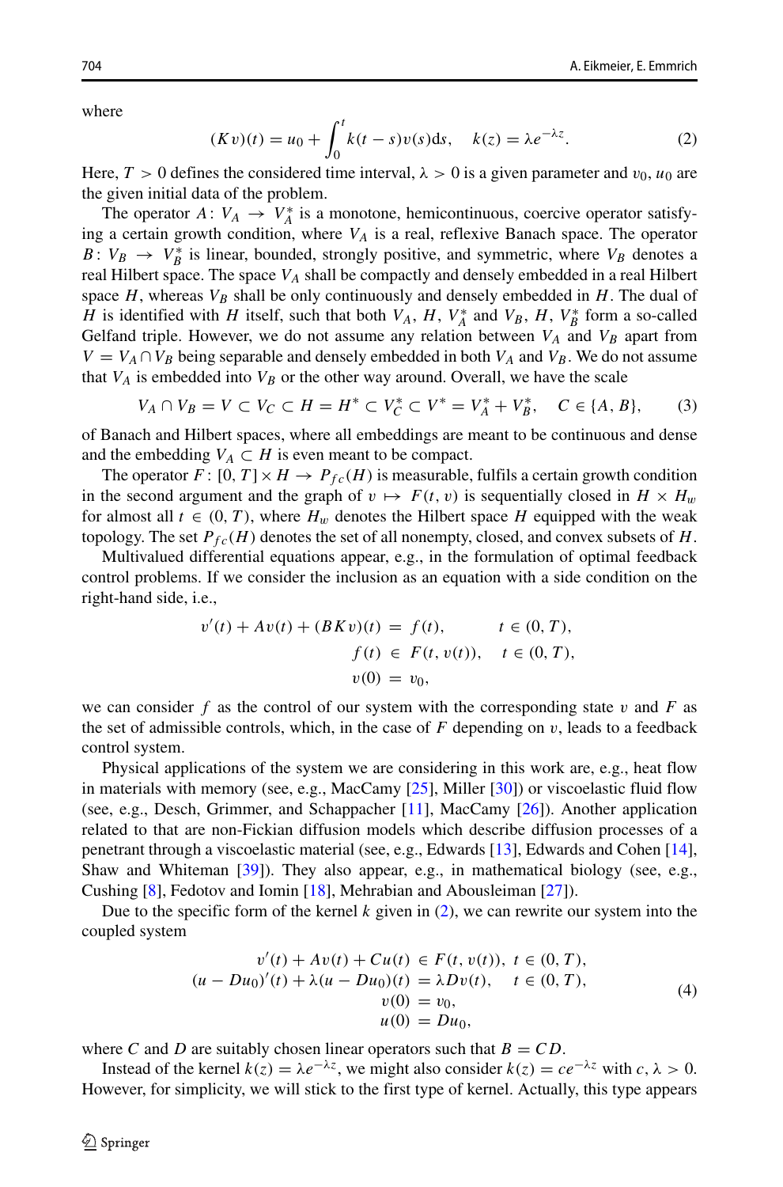where

$$(Kv)(t) = u_0 + \int_0^t k(t-s)v(s)\mathrm{d}s, \quad k(z) = \lambda e^{-\lambda z}. \tag{2}$$

Here, $T > 0$ defines the considered time interval, $\lambda > 0$ is a given parameter and $v_0$, $u_0$ are the given initial data of the problem.

The operator $A\colon V_A \to V_A^*$ is a monotone, hemicontinuous, coercive operator satisfying a certain growth condition, where $V_A$ is a real, reflexive Banach space. The operator $B\colon V_B \to V_B^*$ is linear, bounded, strongly positive, and symmetric, where $V_B$ denotes a real Hilbert space. The space $V_A$ shall be compactly and densely embedded in a real Hilbert space $H$, whereas $V_B$ shall be only continuously and densely embedded in $H$. The dual of $H$ is identified with $H$ itself, such that both $V_A$, $H$, $V_A^*$ and $V_B$, $H$, $V_B^*$ form a so-called Gelfand triple. However, we do not assume any relation between $V_A$ and $V_B$ apart from $V = V_A \cap V_B$ being separable and densely embedded in both $V_A$ and $V_B$. We do not assume that $V_A$ is embedded into $V_B$ or the other way around. Overall, we have the scale

$$V_A \cap V_B = V \subset V_C \subset H = H^* \subset V_C^* \subset V^* = V_A^* + V_B^*, \quad C \in \{A, B\}, \tag{3}$$

of Banach and Hilbert spaces, where all embeddings are meant to be continuous and dense and the embedding $V_A \subset H$ is even meant to be compact.

The operator $F\colon [0, T] \times H \to P_{fc}(H)$ is measurable, fulfils a certain growth condition in the second argument and the graph of $v \mapsto F(t, v)$ is sequentially closed in $H \times H_w$ for almost all $t \in (0, T)$, where $H_w$ denotes the Hilbert space $H$ equipped with the weak topology. The set $P_{fc}(H)$ denotes the set of all nonempty, closed, and convex subsets of $H$.

Multivalued differential equations appear, e.g., in the formulation of optimal feedback control problems. If we consider the inclusion as an equation with a side condition on the right-hand side, i.e.,

$$\begin{aligned} v'(t) + Av(t) + (BKv)(t) &= f(t), \qquad t \in (0, T), \\ f(t) &\in F(t, v(t)), \quad t \in (0, T), \\ v(0) &= v_0, \end{aligned}$$

we can consider $f$ as the control of our system with the corresponding state $v$ and $F$ as the set of admissible controls, which, in the case of $F$ depending on $v$, leads to a feedback control system.

Physical applications of the system we are considering in this work are, e.g., heat flow in materials with memory (see, e.g., MacCamy [25], Miller [30]) or viscoelastic fluid flow (see, e.g., Desch, Grimmer, and Schappacher [11], MacCamy [26]). Another application related to that are non-Fickian diffusion models which describe diffusion processes of a penetrant through a viscoelastic material (see, e.g., Edwards [13], Edwards and Cohen [14], Shaw and Whiteman [39]). They also appear, e.g., in mathematical biology (see, e.g., Cushing [8], Fedotov and Iomin [18], Mehrabian and Abousleiman [27]).

Due to the specific form of the kernel $k$ given in (2), we can rewrite our system into the coupled system

$$\begin{aligned} v'(t) + Av(t) + Cu(t) &\in F(t, v(t)), \; t \in (0, T), \\ (u - Du_0)'(t) + \lambda(u - Du_0)(t) &= \lambda Dv(t), \quad t \in (0, T), \\ v(0) &= v_0, \\ u(0) &= Du_0, \end{aligned} \tag{4}$$

where $C$ and $D$ are suitably chosen linear operators such that $B = CD$.

Instead of the kernel $k(z) = \lambda e^{-\lambda z}$, we might also consider $k(z) = ce^{-\lambda z}$ with $c, \lambda > 0$. However, for simplicity, we will stick to the first type of kernel. Actually, this type appears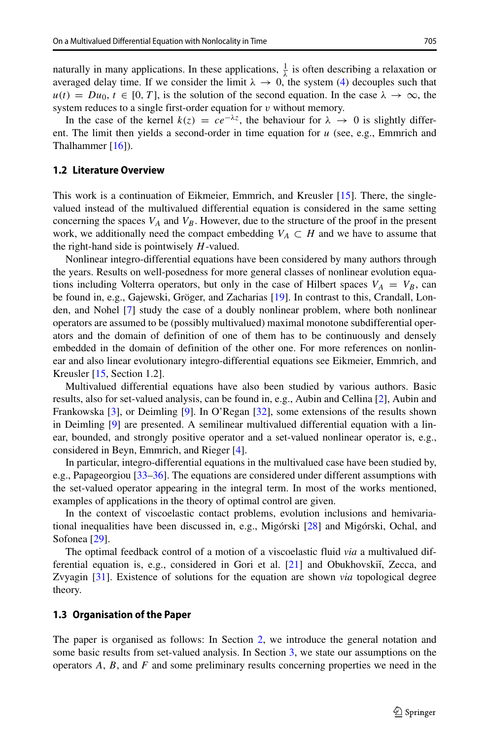naturally in many applications. In these applications, $\frac{1}{\lambda}$ is often describing a relaxation or averaged delay time. If we consider the limit $\lambda \to 0$, the system (4) decouples such that $u(t) = Du_0$, $t \in [0, T]$, is the solution of the second equation. In the case $\lambda \to \infty$, the system reduces to a single first-order equation for $v$ without memory.

In the case of the kernel $k(z) = ce^{-\lambda z}$, the behaviour for $\lambda \to 0$ is slightly different. The limit then yields a second-order in time equation for $u$ (see, e.g., Emmrich and Thalhammer [16]).

### 1.2 Literature Overview

This work is a continuation of Eikmeier, Emmrich, and Kreusler [15]. There, the single-valued instead of the multivalued differential equation is considered in the same setting concerning the spaces $V_A$ and $V_B$. However, due to the structure of the proof in the present work, we additionally need the compact embedding $V_A \subset H$ and we have to assume that the right-hand side is pointwisely $H$-valued.

Nonlinear integro-differential equations have been considered by many authors through the years. Results on well-posedness for more general classes of nonlinear evolution equations including Volterra operators, but only in the case of Hilbert spaces $V_A = V_B$, can be found in, e.g., Gajewski, Gröger, and Zacharias [19]. In contrast to this, Crandall, Londen, and Nohel [7] study the case of a doubly nonlinear problem, where both nonlinear operators are assumed to be (possibly multivalued) maximal monotone subdifferential operators and the domain of definition of one of them has to be continuously and densely embedded in the domain of definition of the other one. For more references on nonlinear and also linear evolutionary integro-differential equations see Eikmeier, Emmrich, and Kreusler [15, Section 1.2].

Multivalued differential equations have also been studied by various authors. Basic results, also for set-valued analysis, can be found in, e.g., Aubin and Cellina [2], Aubin and Frankowska [3], or Deimling [9]. In O'Regan [32], some extensions of the results shown in Deimling [9] are presented. A semilinear multivalued differential equation with a linear, bounded, and strongly positive operator and a set-valued nonlinear operator is, e.g., considered in Beyn, Emmrich, and Rieger [4].

In particular, integro-differential equations in the multivalued case have been studied by, e.g., Papageorgiou [33–36]. The equations are considered under different assumptions with the set-valued operator appearing in the integral term. In most of the works mentioned, examples of applications in the theory of optimal control are given.

In the context of viscoelastic contact problems, evolution inclusions and hemivariational inequalities have been discussed in, e.g., Migórski [28] and Migórski, Ochal, and Sofonea [29].

The optimal feedback control of a motion of a viscoelastic fluid *via* a multivalued differential equation is, e.g., considered in Gori et al. [21] and Obukhovskiĭ, Zecca, and Zvyagin [31]. Existence of solutions for the equation are shown *via* topological degree theory.

### 1.3 Organisation of the Paper

The paper is organised as follows: In Section 2, we introduce the general notation and some basic results from set-valued analysis. In Section 3, we state our assumptions on the operators $A$, $B$, and $F$ and some preliminary results concerning properties we need in the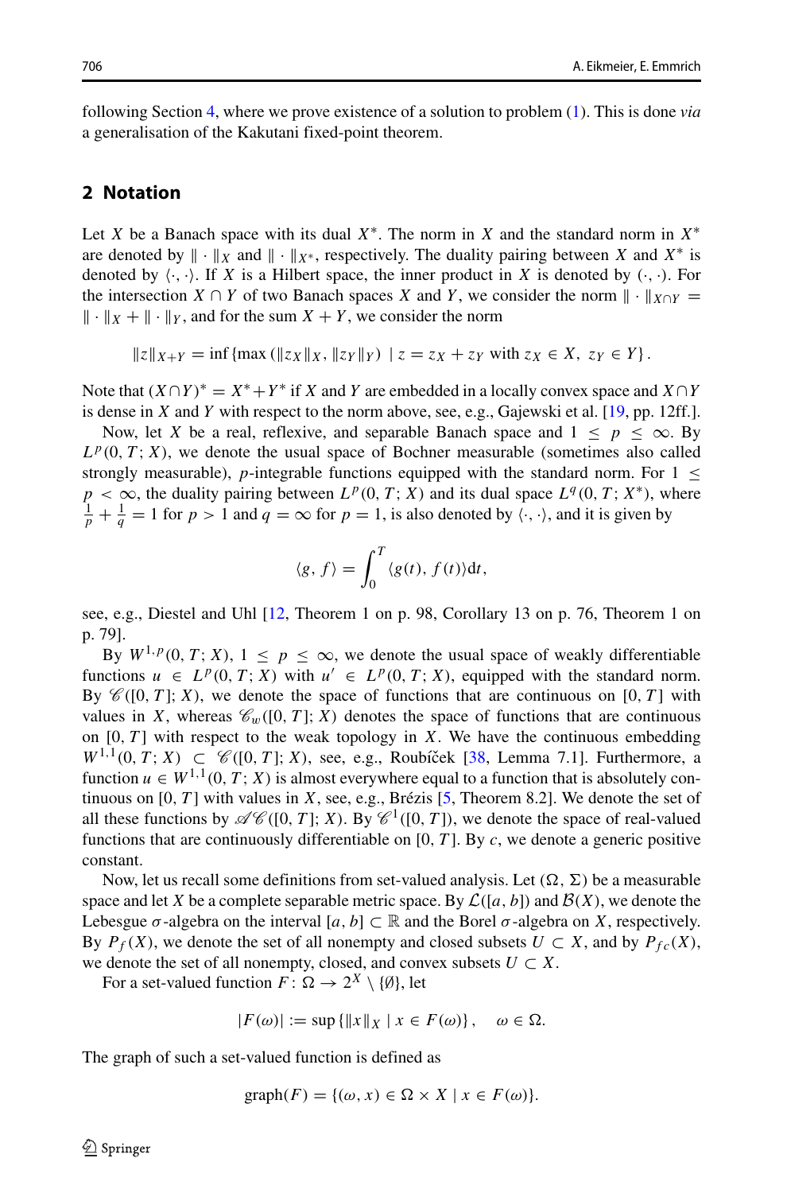following Section 4, where we prove existence of a solution to problem (1). This is done *via* a generalisation of the Kakutani fixed-point theorem.

## 2 Notation

Let $X$ be a Banach space with its dual $X^*$. The norm in $X$ and the standard norm in $X^*$ are denoted by $\|\cdot\|_X$ and $\|\cdot\|_{X^*}$, respectively. The duality pairing between $X$ and $X^*$ is denoted by $\langle\cdot,\cdot\rangle$. If $X$ is a Hilbert space, the inner product in $X$ is denoted by $(\cdot,\cdot)$. For the intersection $X \cap Y$ of two Banach spaces $X$ and $Y$, we consider the norm $\|\cdot\|_{X\cap Y} = \|\cdot\|_X + \|\cdot\|_Y$, and for the sum $X + Y$, we consider the norm

$$\|z\|_{X+Y} = \inf\{\max(\|z_X\|_X, \|z_Y\|_Y) \mid z = z_X + z_Y \text{ with } z_X \in X,\ z_Y \in Y\}.$$

Note that $(X\cap Y)^* = X^* + Y^*$ if $X$ and $Y$ are embedded in a locally convex space and $X \cap Y$ is dense in $X$ and $Y$ with respect to the norm above, see, e.g., Gajewski et al. [19, pp. 12ff.].

Now, let $X$ be a real, reflexive, and separable Banach space and $1 \le p \le \infty$. By $L^p(0,T;X)$, we denote the usual space of Bochner measurable (sometimes also called strongly measurable), $p$-integrable functions equipped with the standard norm. For $1 \le p < \infty$, the duality pairing between $L^p(0,T;X)$ and its dual space $L^q(0,T;X^*)$, where $\frac{1}{p} + \frac{1}{q} = 1$ for $p > 1$ and $q = \infty$ for $p = 1$, is also denoted by $\langle\cdot,\cdot\rangle$, and it is given by

$$\langle g, f\rangle = \int_0^T \langle g(t), f(t)\rangle \mathrm{d}t,$$

see, e.g., Diestel and Uhl [12, Theorem 1 on p. 98, Corollary 13 on p. 76, Theorem 1 on p. 79].

By $W^{1,p}(0,T;X)$, $1 \le p \le \infty$, we denote the usual space of weakly differentiable functions $u \in L^p(0,T;X)$ with $u' \in L^p(0,T;X)$, equipped with the standard norm. By $\mathscr{C}([0,T];X)$, we denote the space of functions that are continuous on $[0,T]$ with values in $X$, whereas $\mathscr{C}_w([0,T];X)$ denotes the space of functions that are continuous on $[0,T]$ with respect to the weak topology in $X$. We have the continuous embedding $W^{1,1}(0,T;X) \subset \mathscr{C}([0,T];X)$, see, e.g., Roubíček [38, Lemma 7.1]. Furthermore, a function $u \in W^{1,1}(0,T;X)$ is almost everywhere equal to a function that is absolutely continuous on $[0,T]$ with values in $X$, see, e.g., Brézis [5, Theorem 8.2]. We denote the set of all these functions by $\mathscr{AC}([0,T];X)$. By $\mathscr{C}^1([0,T])$, we denote the space of real-valued functions that are continuously differentiable on $[0,T]$. By $c$, we denote a generic positive constant.

Now, let us recall some definitions from set-valued analysis. Let $(\Omega,\Sigma)$ be a measurable space and let $X$ be a complete separable metric space. By $\mathcal{L}([a,b])$ and $\mathcal{B}(X)$, we denote the Lebesgue $\sigma$-algebra on the interval $[a,b] \subset \mathbb{R}$ and the Borel $\sigma$-algebra on $X$, respectively. By $P_f(X)$, we denote the set of all nonempty and closed subsets $U \subset X$, and by $P_{fc}(X)$, we denote the set of all nonempty, closed, and convex subsets $U \subset X$.

For a set-valued function $F\colon \Omega \to 2^X \setminus \{\emptyset\}$, let

$$|F(\omega)| := \sup\{\|x\|_X \mid x \in F(\omega)\}, \quad \omega \in \Omega.$$

The graph of such a set-valued function is defined as

$$\operatorname{graph}(F) = \{(\omega, x) \in \Omega \times X \mid x \in F(\omega)\}.$$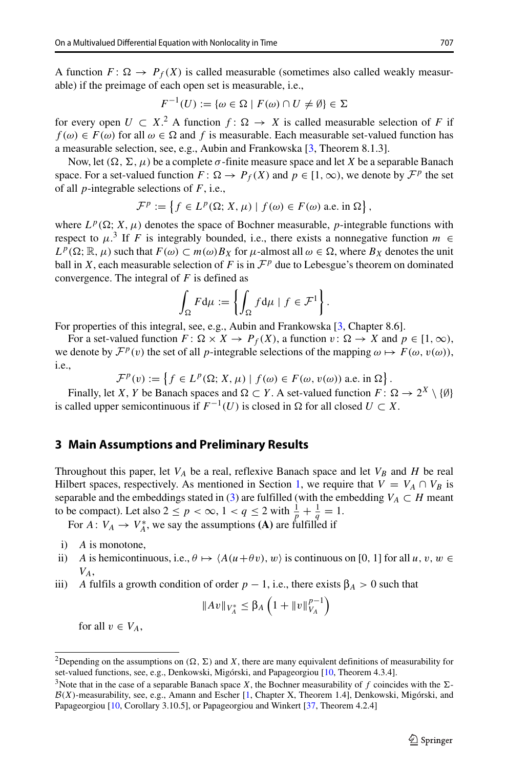A function $F \colon \Omega \to P_f(X)$ is called measurable (sometimes also called weakly measurable) if the preimage of each open set is measurable, i.e.,

$$F^{-1}(U) := \{\omega \in \Omega \mid F(\omega) \cap U \neq \emptyset\} \in \Sigma$$

for every open $U \subset X$.[2] A function $f \colon \Omega \to X$ is called measurable selection of $F$ if $f(\omega) \in F(\omega)$ for all $\omega \in \Omega$ and $f$ is measurable. Each measurable set-valued function has a measurable selection, see, e.g., Aubin and Frankowska [3, Theorem 8.1.3].

Now, let $(\Omega, \Sigma, \mu)$ be a complete $\sigma$-finite measure space and let $X$ be a separable Banach space. For a set-valued function $F \colon \Omega \to P_f(X)$ and $p \in [1, \infty)$, we denote by $\mathcal{F}^p$ the set of all $p$-integrable selections of $F$, i.e.,

$$\mathcal{F}^p := \left\{ f \in L^p(\Omega; X, \mu) \mid f(\omega) \in F(\omega) \text{ a.e. in } \Omega \right\},$$

where $L^p(\Omega; X, \mu)$ denotes the space of Bochner measurable, $p$-integrable functions with respect to $\mu$.[3] If $F$ is integrably bounded, i.e., there exists a nonnegative function $m \in L^p(\Omega; \mathbb{R}, \mu)$ such that $F(\omega) \subset m(\omega) B_X$ for $\mu$-almost all $\omega \in \Omega$, where $B_X$ denotes the unit ball in $X$, each measurable selection of $F$ is in $\mathcal{F}^p$ due to Lebesgue's theorem on dominated convergence. The integral of $F$ is defined as

$$\int_\Omega F \mathrm{d}\mu := \left\{ \int_\Omega f \mathrm{d}\mu \mid f \in \mathcal{F}^1 \right\}.$$

For properties of this integral, see, e.g., Aubin and Frankowska [3, Chapter 8.6].

For a set-valued function $F \colon \Omega \times X \to P_f(X)$, a function $v \colon \Omega \to X$ and $p \in [1, \infty)$, we denote by $\mathcal{F}^p(v)$ the set of all $p$-integrable selections of the mapping $\omega \mapsto F(\omega, v(\omega))$, i.e.,

$$\mathcal{F}^p(v) := \left\{ f \in L^p(\Omega; X, \mu) \mid f(\omega) \in F(\omega, v(\omega)) \text{ a.e. in } \Omega \right\}.$$

Finally, let $X$, $Y$ be Banach spaces and $\Omega \subset Y$. A set-valued function $F \colon \Omega \to 2^X \setminus \{\emptyset\}$ is called upper semicontinuous if $F^{-1}(U)$ is closed in $\Omega$ for all closed $U \subset X$.

## 3 Main Assumptions and Preliminary Results

Throughout this paper, let $V_A$ be a real, reflexive Banach space and let $V_B$ and $H$ be real Hilbert spaces, respectively. As mentioned in Section 1, we require that $V = V_A \cap V_B$ is separable and the embeddings stated in (3) are fulfilled (with the embedding $V_A \subset H$ meant to be compact). Let also $2 \le p < \infty$, $1 < q \le 2$ with $\frac{1}{p} + \frac{1}{q} = 1$.

For $A \colon V_A \to V_A^*$, we say the assumptions **(A)** are fulfilled if

i) $A$ is monotone,
ii) $A$ is hemicontinuous, i.e., $\theta \mapsto \langle A(u + \theta v), w \rangle$ is continuous on $[0, 1]$ for all $u, v, w \in V_A$,
iii) $A$ fulfils a growth condition of order $p - 1$, i.e., there exists $\beta_A > 0$ such that

$$\|Av\|_{V_A^*} \le \beta_A \left( 1 + \|v\|_{V_A}^{p-1} \right)$$

for all $v \in V_A$,

[2] Depending on the assumptions on $(\Omega, \Sigma)$ and $X$, there are many equivalent definitions of measurability for set-valued functions, see, e.g., Denkowski, Migórski, and Papageorgiou [10, Theorem 4.3.4].

[3] Note that in the case of a separable Banach space $X$, the Bochner measurability of $f$ coincides with the $\Sigma$-$\mathcal{B}(X)$-measurability, see, e.g., Amann and Escher [1, Chapter X, Theorem 1.4], Denkowski, Migórski, and Papageorgiou [10, Corollary 3.10.5], or Papageorgiou and Winkert [37, Theorem 4.2.4]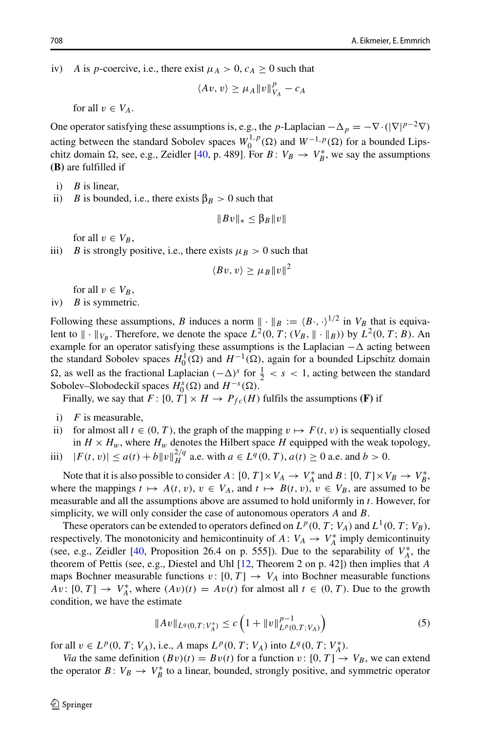iv) $A$ is $p$-coercive, i.e., there exist $\mu_A > 0$, $c_A \geq 0$ such that

$$\langle Av, v \rangle \geq \mu_A \|v\|_{V_A}^p - c_A$$

for all $v \in V_A$.

One operator satisfying these assumptions is, e.g., the $p$-Laplacian $-\Delta_p = -\nabla \cdot (|\nabla|^{p-2} \nabla)$ acting between the standard Sobolev spaces $W_0^{1,p}(\Omega)$ and $W^{-1,p}(\Omega)$ for a bounded Lipschitz domain $\Omega$, see, e.g., Zeidler [40, p. 489]. For $B \colon V_B \to V_B^*$, we say the assumptions **(B)** are fulfilled if

i) $B$ is linear,
ii) $B$ is bounded, i.e., there exists $\beta_B > 0$ such that

$$\|Bv\|_* \leq \beta_B \|v\|$$

for all $v \in V_B$,
iii) $B$ is strongly positive, i.e., there exists $\mu_B > 0$ such that

$$\langle Bv, v \rangle \geq \mu_B \|v\|^2$$

for all $v \in V_B$,
iv) $B$ is symmetric.

Following these assumptions, $B$ induces a norm $\| \cdot \|_B := \langle B\cdot, \cdot \rangle^{1/2}$ in $V_B$ that is equivalent to $\| \cdot \|_{V_B}$. Therefore, we denote the space $L^2(0, T; (V_B, \| \cdot \|_B))$ by $L^2(0, T; B)$. An example for an operator satisfying these assumptions is the Laplacian $-\Delta$ acting between the standard Sobolev spaces $H_0^1(\Omega)$ and $H^{-1}(\Omega)$, again for a bounded Lipschitz domain $\Omega$, as well as the fractional Laplacian $(-\Delta)^s$ for $\frac{1}{2} < s < 1$, acting between the standard Sobolev–Slobodeckiĭ spaces $H_0^s(\Omega)$ and $H^{-s}(\Omega)$.

Finally, we say that $F \colon [0, T] \times H \to P_{fc}(H)$ fulfils the assumptions **(F)** if

i) $F$ is measurable,
ii) for almost all $t \in (0, T)$, the graph of the mapping $v \mapsto F(t, v)$ is sequentially closed in $H \times H_w$, where $H_w$ denotes the Hilbert space $H$ equipped with the weak topology,
iii) $|F(t, v)| \leq a(t) + b\|v\|_H^{2/q}$ a.e. with $a \in L^q(0, T)$, $a(t) \geq 0$ a.e. and $b > 0$.

Note that it is also possible to consider $A \colon [0, T] \times V_A \to V_A^*$ and $B \colon [0, T] \times V_B \to V_B^*$, where the mappings $t \mapsto A(t, v)$, $v \in V_A$, and $t \mapsto B(t, v)$, $v \in V_B$, are assumed to be measurable and all the assumptions above are assumed to hold uniformly in $t$. However, for simplicity, we will only consider the case of autonomous operators $A$ and $B$.

These operators can be extended to operators defined on $L^p(0, T; V_A)$ and $L^1(0, T; V_B)$, respectively. The monotonicity and hemicontinuity of $A \colon V_A \to V_A^*$ imply demicontinuity (see, e.g., Zeidler [40, Proposition 26.4 on p. 555]). Due to the separability of $V_A^*$, the theorem of Pettis (see, e.g., Diestel and Uhl [12, Theorem 2 on p. 42]) then implies that $A$ maps Bochner measurable functions $v \colon [0, T] \to V_A$ into Bochner measurable functions $Av \colon [0, T] \to V_A^*$, where $(Av)(t) = Av(t)$ for almost all $t \in (0, T)$. Due to the growth condition, we have the estimate

$$\|Av\|_{L^q(0,T;V_A^*)} \leq c \left( 1 + \|v\|_{L^p(0,T;V_A)}^{p-1} \right) \tag{5}$$

for all $v \in L^p(0, T; V_A)$, i.e., $A$ maps $L^p(0, T; V_A)$ into $L^q(0, T; V_A^*)$.

*Via* the same definition $(Bv)(t) = Bv(t)$ for a function $v \colon [0, T] \to V_B$, we can extend the operator $B \colon V_B \to V_B^*$ to a linear, bounded, strongly positive, and symmetric operator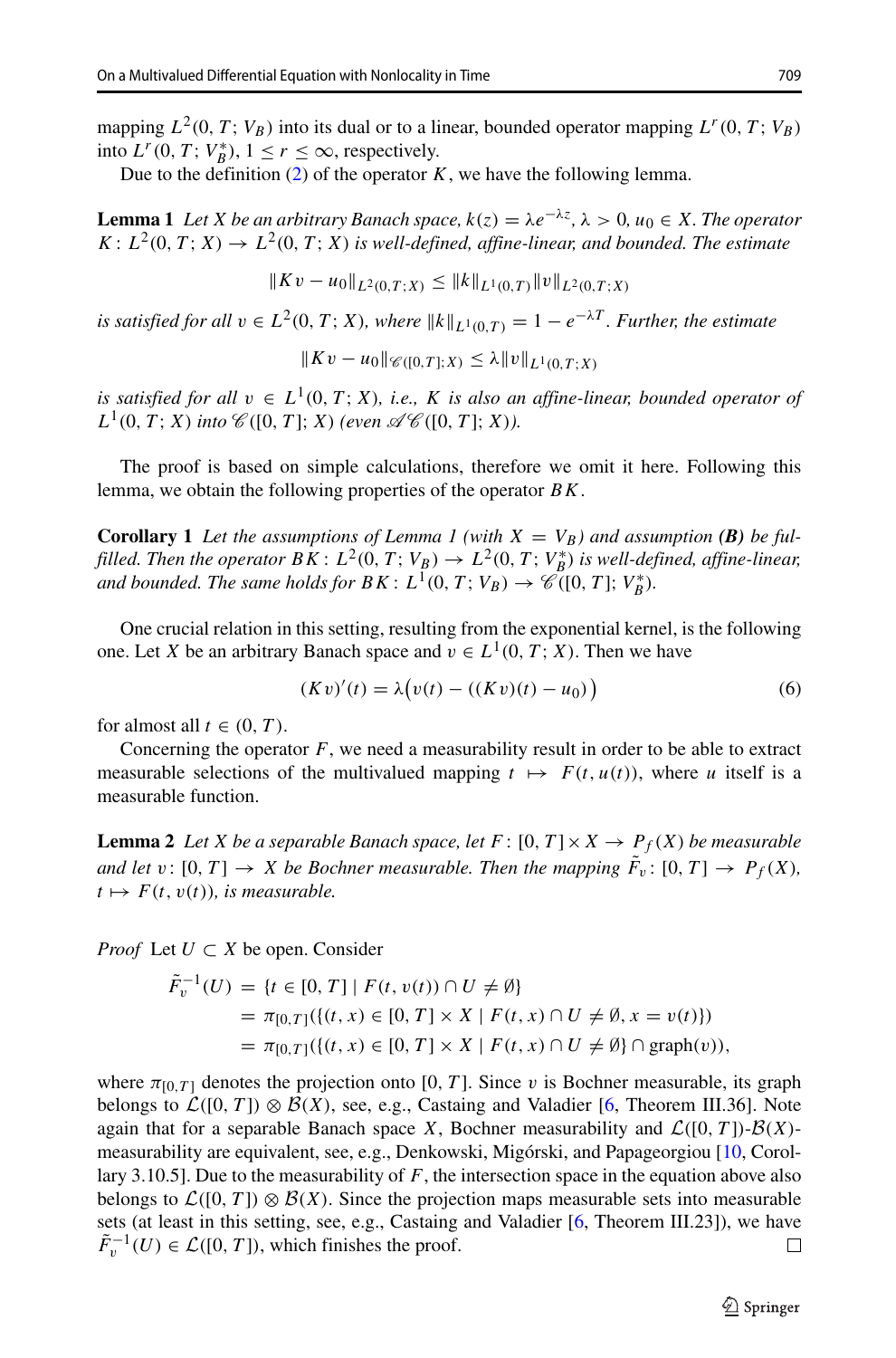mapping $L^2(0, T; V_B)$ into its dual or to a linear, bounded operator mapping $L^r(0, T; V_B)$ into $L^r(0, T; V_B^*)$, $1 \le r \le \infty$, respectively.

Due to the definition (2) of the operator $K$, we have the following lemma.

**Lemma 1** *Let $X$ be an arbitrary Banach space, $k(z) = \lambda e^{-\lambda z}$, $\lambda > 0$, $u_0 \in X$. The operator $K \colon L^2(0, T; X) \to L^2(0, T; X)$ is well-defined, affine-linear, and bounded. The estimate*

$$\|Kv - u_0\|_{L^2(0,T;X)} \le \|k\|_{L^1(0,T)} \|v\|_{L^2(0,T;X)}$$

*is satisfied for all $v \in L^2(0, T; X)$, where $\|k\|_{L^1(0,T)} = 1 - e^{-\lambda T}$. Further, the estimate*

$$\|Kv - u_0\|_{\mathscr{C}([0,T];X)} \le \lambda \|v\|_{L^1(0,T;X)}$$

*is satisfied for all $v \in L^1(0, T; X)$, i.e., $K$ is also an affine-linear, bounded operator of $L^1(0, T; X)$ into $\mathscr{C}([0, T]; X)$ (even $\mathscr{AC}([0, T]; X)$).*

The proof is based on simple calculations, therefore we omit it here. Following this lemma, we obtain the following properties of the operator $BK$.

**Corollary 1** *Let the assumptions of Lemma 1 (with $X = V_B$) and assumption **(B)** be fulfilled. Then the operator $BK \colon L^2(0, T; V_B) \to L^2(0, T; V_B^*)$ is well-defined, affine-linear, and bounded. The same holds for $BK \colon L^1(0, T; V_B) \to \mathscr{C}([0, T]; V_B^*)$.*

One crucial relation in this setting, resulting from the exponential kernel, is the following one. Let $X$ be an arbitrary Banach space and $v \in L^1(0, T; X)$. Then we have

$$(Kv)'(t) = \lambda\big(v(t) - ((Kv)(t) - u_0)\big) \tag{6}$$

for almost all $t \in (0, T)$.

Concerning the operator $F$, we need a measurability result in order to be able to extract measurable selections of the multivalued mapping $t \mapsto F(t, u(t))$, where $u$ itself is a measurable function.

**Lemma 2** *Let $X$ be a separable Banach space, let $F \colon [0, T] \times X \to P_f(X)$ be measurable and let $v \colon [0, T] \to X$ be Bochner measurable. Then the mapping $\tilde{F}_v \colon [0, T] \to P_f(X)$, $t \mapsto F(t, v(t))$, is measurable.*

*Proof* Let $U \subset X$ be open. Consider

$$\begin{aligned}
\tilde{F}_v^{-1}(U) &= \{t \in [0, T] \mid F(t, v(t)) \cap U \neq \emptyset\} \\
&= \pi_{[0,T]}(\{(t, x) \in [0, T] \times X \mid F(t, x) \cap U \neq \emptyset, x = v(t)\}) \\
&= \pi_{[0,T]}(\{(t, x) \in [0, T] \times X \mid F(t, x) \cap U \neq \emptyset\} \cap \operatorname{graph}(v)),
\end{aligned}$$

where $\pi_{[0,T]}$ denotes the projection onto $[0, T]$. Since $v$ is Bochner measurable, its graph belongs to $\mathcal{L}([0, T]) \otimes \mathcal{B}(X)$, see, e.g., Castaing and Valadier [6, Theorem III.36]. Note again that for a separable Banach space $X$, Bochner measurability and $\mathcal{L}([0, T])$-$\mathcal{B}(X)$-measurability are equivalent, see, e.g., Denkowski, Migórski, and Papageorgiou [10, Corollary 3.10.5]. Due to the measurability of $F$, the intersection space in the equation above also belongs to $\mathcal{L}([0, T]) \otimes \mathcal{B}(X)$. Since the projection maps measurable sets into measurable sets (at least in this setting, see, e.g., Castaing and Valadier [6, Theorem III.23]), we have $\tilde{F}_v^{-1}(U) \in \mathcal{L}([0, T])$, which finishes the proof. $\square$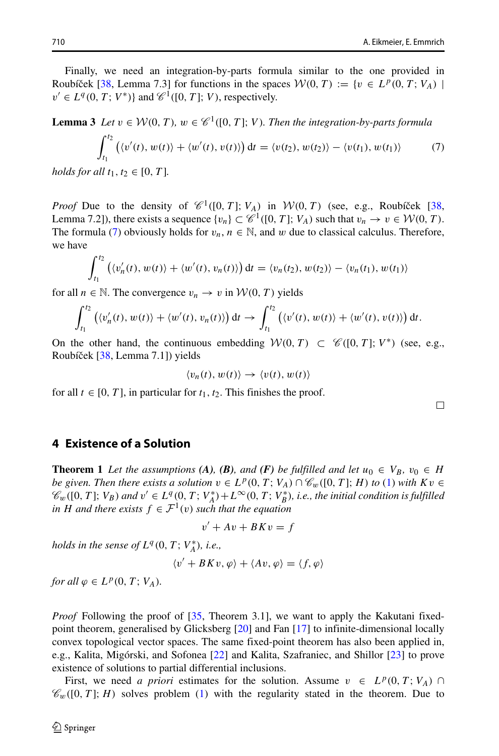Finally, we need an integration-by-parts formula similar to the one provided in Roubíček [38, Lemma 7.3] for functions in the spaces $\mathcal{W}(0,T) := \{v \in L^p(0,T;V_A) \mid v' \in L^q(0,T;V^*)\}$ and $\mathscr{C}^1([0,T];V)$, respectively.

**Lemma 3** *Let $v \in \mathcal{W}(0,T)$, $w \in \mathscr{C}^1([0,T];V)$. Then the integration-by-parts formula*

$$\int_{t_1}^{t_2} \big( \langle v'(t), w(t) \rangle + \langle w'(t), v(t) \rangle \big) \, \mathrm{d}t = \langle v(t_2), w(t_2) \rangle - \langle v(t_1), w(t_1) \rangle \tag{7}$$

*holds for all $t_1, t_2 \in [0,T]$.*

*Proof* Due to the density of $\mathscr{C}^1([0,T];V_A)$ in $\mathcal{W}(0,T)$ (see, e.g., Roubíček [38, Lemma 7.2]), there exists a sequence $\{v_n\} \subset \mathscr{C}^1([0,T];V_A)$ such that $v_n \to v \in \mathcal{W}(0,T)$. The formula (7) obviously holds for $v_n$, $n \in \mathbb{N}$, and $w$ due to classical calculus. Therefore, we have

$$\int_{t_1}^{t_2} \big( \langle v_n'(t), w(t) \rangle + \langle w'(t), v_n(t) \rangle \big) \, \mathrm{d}t = \langle v_n(t_2), w(t_2) \rangle - \langle v_n(t_1), w(t_1) \rangle$$

for all $n \in \mathbb{N}$. The convergence $v_n \to v$ in $\mathcal{W}(0,T)$ yields

$$\int_{t_1}^{t_2} \big( \langle v_n'(t), w(t) \rangle + \langle w'(t), v_n(t) \rangle \big) \, \mathrm{d}t \to \int_{t_1}^{t_2} \big( \langle v'(t), w(t) \rangle + \langle w'(t), v(t) \rangle \big) \, \mathrm{d}t.$$

On the other hand, the continuous embedding $\mathcal{W}(0,T) \subset \mathscr{C}([0,T];V^*)$ (see, e.g., Roubíček [38, Lemma 7.1]) yields

$$\langle v_n(t), w(t) \rangle \to \langle v(t), w(t) \rangle$$

for all $t \in [0,T]$, in particular for $t_1, t_2$. This finishes the proof. □

## 4 Existence of a Solution

**Theorem 1** *Let the assumptions **(A)**, **(B)**, and **(F)** be fulfilled and let $u_0 \in V_B$, $v_0 \in H$ be given. Then there exists a solution $v \in L^p(0,T;V_A) \cap \mathscr{C}_w([0,T];H)$ to (1) with $Kv \in \mathscr{C}_w([0,T];V_B)$ and $v' \in L^q(0,T;V_A^*) + L^\infty(0,T;V_B^*)$, i.e., the initial condition is fulfilled in $H$ and there exists $f \in \mathcal{F}^1(v)$ such that the equation*

$$v' + Av + BKv = f$$

*holds in the sense of $L^q(0,T;V_A^*)$, i.e.,*

$$\langle v' + BKv, \varphi \rangle + \langle Av, \varphi \rangle = \langle f, \varphi \rangle$$

*for all $\varphi \in L^p(0,T;V_A)$.*

*Proof* Following the proof of [35, Theorem 3.1], we want to apply the Kakutani fixed-point theorem, generalised by Glicksberg [20] and Fan [17] to infinite-dimensional locally convex topological vector spaces. The same fixed-point theorem has also been applied in, e.g., Kalita, Migórski, and Sofonea [22] and Kalita, Szafraniec, and Shillor [23] to prove existence of solutions to partial differential inclusions.

First, we need *a priori* estimates for the solution. Assume $v \in L^p(0,T;V_A) \cap \mathscr{C}_w([0,T];H)$ solves problem (1) with the regularity stated in the theorem. Due to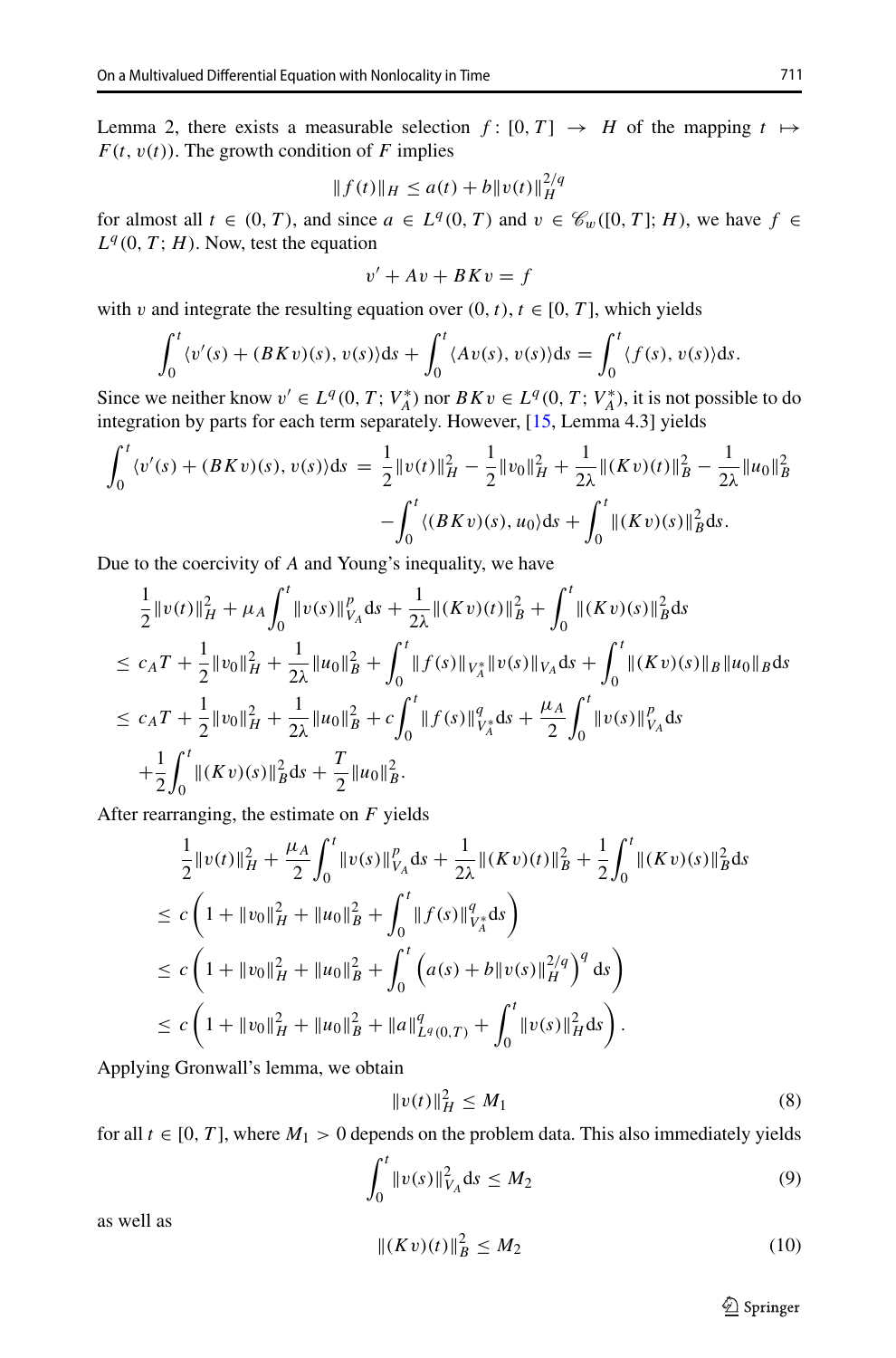Lemma 2, there exists a measurable selection $f\colon [0,T] \to H$ of the mapping $t \mapsto F(t, v(t))$. The growth condition of $F$ implies

$$\|f(t)\|_H \le a(t) + b\|v(t)\|_H^{2/q}$$

for almost all $t \in (0,T)$, and since $a \in L^q(0,T)$ and $v \in \mathscr{C}_w([0,T]; H)$, we have $f \in L^q(0,T;H)$. Now, test the equation

$$v' + Av + BKv = f$$

with $v$ and integrate the resulting equation over $(0,t)$, $t \in [0,T]$, which yields

$$\int_0^t \langle v'(s) + (BKv)(s), v(s)\rangle \mathrm{d}s + \int_0^t \langle Av(s), v(s)\rangle \mathrm{d}s = \int_0^t \langle f(s), v(s)\rangle \mathrm{d}s.$$

Since we neither know $v' \in L^q(0,T;V_A^*)$ nor $BKv \in L^q(0,T;V_A^*)$, it is not possible to do integration by parts for each term separately. However, [15, Lemma 4.3] yields

$$\begin{aligned}\int_0^t \langle v'(s) + (BKv)(s), v(s)\rangle \mathrm{d}s \;=\; & \frac{1}{2}\|v(t)\|_H^2 - \frac{1}{2}\|v_0\|_H^2 + \frac{1}{2\lambda}\|(Kv)(t)\|_B^2 - \frac{1}{2\lambda}\|u_0\|_B^2 \\ & - \int_0^t \langle (BKv)(s), u_0\rangle \mathrm{d}s + \int_0^t \|(Kv)(s)\|_B^2 \mathrm{d}s.\end{aligned}$$

Due to the coercivity of $A$ and Young's inequality, we have

$$\begin{aligned}&\frac{1}{2}\|v(t)\|_H^2 + \mu_A \int_0^t \|v(s)\|_{V_A}^p \mathrm{d}s + \frac{1}{2\lambda}\|(Kv)(t)\|_B^2 + \int_0^t \|(Kv)(s)\|_B^2 \mathrm{d}s \\ \le\;& c_A T + \frac{1}{2}\|v_0\|_H^2 + \frac{1}{2\lambda}\|u_0\|_B^2 + \int_0^t \|f(s)\|_{V_A^*}\|v(s)\|_{V_A}\mathrm{d}s + \int_0^t \|(Kv)(s)\|_B \|u_0\|_B \mathrm{d}s \\ \le\;& c_A T + \frac{1}{2}\|v_0\|_H^2 + \frac{1}{2\lambda}\|u_0\|_B^2 + c\int_0^t \|f(s)\|_{V_A^*}^q \mathrm{d}s + \frac{\mu_A}{2}\int_0^t \|v(s)\|_{V_A}^p \mathrm{d}s \\ &+ \frac{1}{2}\int_0^t \|(Kv)(s)\|_B^2 \mathrm{d}s + \frac{T}{2}\|u_0\|_B^2.\end{aligned}$$

After rearranging, the estimate on $F$ yields

$$\begin{aligned}&\frac{1}{2}\|v(t)\|_H^2 + \frac{\mu_A}{2}\int_0^t \|v(s)\|_{V_A}^p \mathrm{d}s + \frac{1}{2\lambda}\|(Kv)(t)\|_B^2 + \frac{1}{2}\int_0^t \|(Kv)(s)\|_B^2 \mathrm{d}s \\ \le\;& c\left(1 + \|v_0\|_H^2 + \|u_0\|_B^2 + \int_0^t \|f(s)\|_{V_A^*}^q \mathrm{d}s\right) \\ \le\;& c\left(1 + \|v_0\|_H^2 + \|u_0\|_B^2 + \int_0^t \left(a(s) + b\|v(s)\|_H^{2/q}\right)^q \mathrm{d}s\right) \\ \le\;& c\left(1 + \|v_0\|_H^2 + \|u_0\|_B^2 + \|a\|_{L^q(0,T)}^q + \int_0^t \|v(s)\|_H^2 \mathrm{d}s\right).\end{aligned}$$

Applying Gronwall's lemma, we obtain

$$\|v(t)\|_H^2 \le M_1 \tag{8}$$

for all $t \in [0,T]$, where $M_1 > 0$ depends on the problem data. This also immediately yields

$$\int_0^t \|v(s)\|_{V_A}^2 \mathrm{d}s \le M_2 \tag{9}$$

as well as

$$\|(Kv)(t)\|_B^2 \le M_2 \tag{10}$$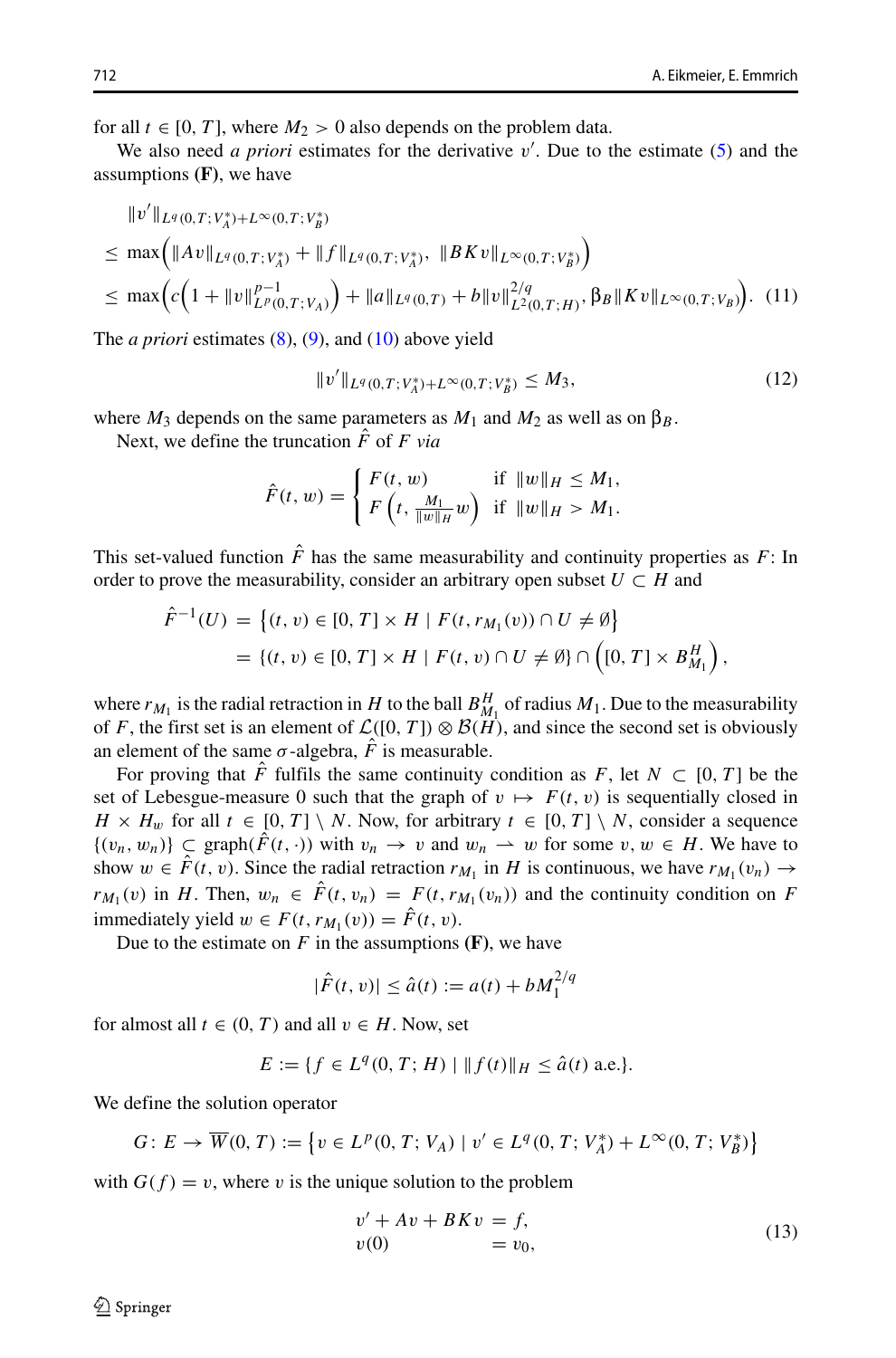for all $t \in [0, T]$, where $M_2 > 0$ also depends on the problem data.

We also need *a priori* estimates for the derivative $v'$. Due to the estimate (5) and the assumptions **(F)**, we have

$$
\begin{aligned}
&\|v'\|_{L^q(0,T;V_A^*)+L^\infty(0,T;V_B^*)} \\
&\leq \max\Big(\|Av\|_{L^q(0,T;V_A^*)} + \|f\|_{L^q(0,T;V_A^*)},\ \|BKv\|_{L^\infty(0,T;V_B^*)}\Big) \\
&\leq \max\Big(c\Big(1 + \|v\|^{p-1}_{L^p(0,T;V_A)}\Big) + \|a\|_{L^q(0,T)} + b\|v\|^{2/q}_{L^2(0,T;H)},\ \beta_B\|Kv\|_{L^\infty(0,T;V_B)}\Big). \quad (11)
\end{aligned}
$$

The *a priori* estimates (8), (9), and (10) above yield

$$
\|v'\|_{L^q(0,T;V_A^*)+L^\infty(0,T;V_B^*)} \leq M_3, \tag{12}
$$

where $M_3$ depends on the same parameters as $M_1$ and $M_2$ as well as on $\beta_B$.

Next, we define the truncation $\hat{F}$ of $F$ *via*

$$
\hat{F}(t, w) = \begin{cases} F(t, w) & \text{if } \|w\|_H \leq M_1, \\ F\left(t, \frac{M_1}{\|w\|_H} w\right) & \text{if } \|w\|_H > M_1. \end{cases}
$$

This set-valued function $\hat{F}$ has the same measurability and continuity properties as $F$: In order to prove the measurability, consider an arbitrary open subset $U \subset H$ and

$$
\begin{aligned}
\hat{F}^{-1}(U) &= \left\{(t, v) \in [0, T] \times H \mid F(t, r_{M_1}(v)) \cap U \neq \emptyset\right\} \\
&= \{(t, v) \in [0, T] \times H \mid F(t, v) \cap U \neq \emptyset\} \cap \left([0, T] \times B^H_{M_1}\right),
\end{aligned}
$$

where $r_{M_1}$ is the radial retraction in $H$ to the ball $B^H_{M_1}$ of radius $M_1$. Due to the measurability of $F$, the first set is an element of $\mathcal{L}([0, T]) \otimes \mathcal{B}(H)$, and since the second set is obviously an element of the same $\sigma$-algebra, $\hat{F}$ is measurable.

For proving that $\hat{F}$ fulfils the same continuity condition as $F$, let $N \subset [0, T]$ be the set of Lebesgue-measure 0 such that the graph of $v \mapsto F(t, v)$ is sequentially closed in $H \times H_w$ for all $t \in [0, T] \setminus N$. Now, for arbitrary $t \in [0, T] \setminus N$, consider a sequence $\{(v_n, w_n)\} \subset \text{graph}(\hat{F}(t, \cdot))$ with $v_n \to v$ and $w_n \rightharpoonup w$ for some $v, w \in H$. We have to show $w \in \hat{F}(t, v)$. Since the radial retraction $r_{M_1}$ in $H$ is continuous, we have $r_{M_1}(v_n) \to r_{M_1}(v)$ in $H$. Then, $w_n \in \hat{F}(t, v_n) = F(t, r_{M_1}(v_n))$ and the continuity condition on $F$ immediately yield $w \in F(t, r_{M_1}(v)) = \hat{F}(t, v)$.

Due to the estimate on $F$ in the assumptions **(F)**, we have

$$
|\hat{F}(t, v)| \leq \hat{a}(t) := a(t) + bM_1^{2/q}
$$

for almost all $t \in (0, T)$ and all $v \in H$. Now, set

$$
E := \{f \in L^q(0, T; H) \mid \|f(t)\|_H \leq \hat{a}(t) \text{ a.e.}\}.
$$

We define the solution operator

$$
G\colon E \to \overline{W}(0, T) := \left\{v \in L^p(0, T; V_A) \mid v' \in L^q(0, T; V_A^*) + L^\infty(0, T; V_B^*)\right\}
$$

with $G(f) = v$, where $v$ is the unique solution to the problem

$$
\begin{aligned}
v' + Av + BKv &= f, \\
v(0) &= v_0,
\end{aligned} \tag{13}
$$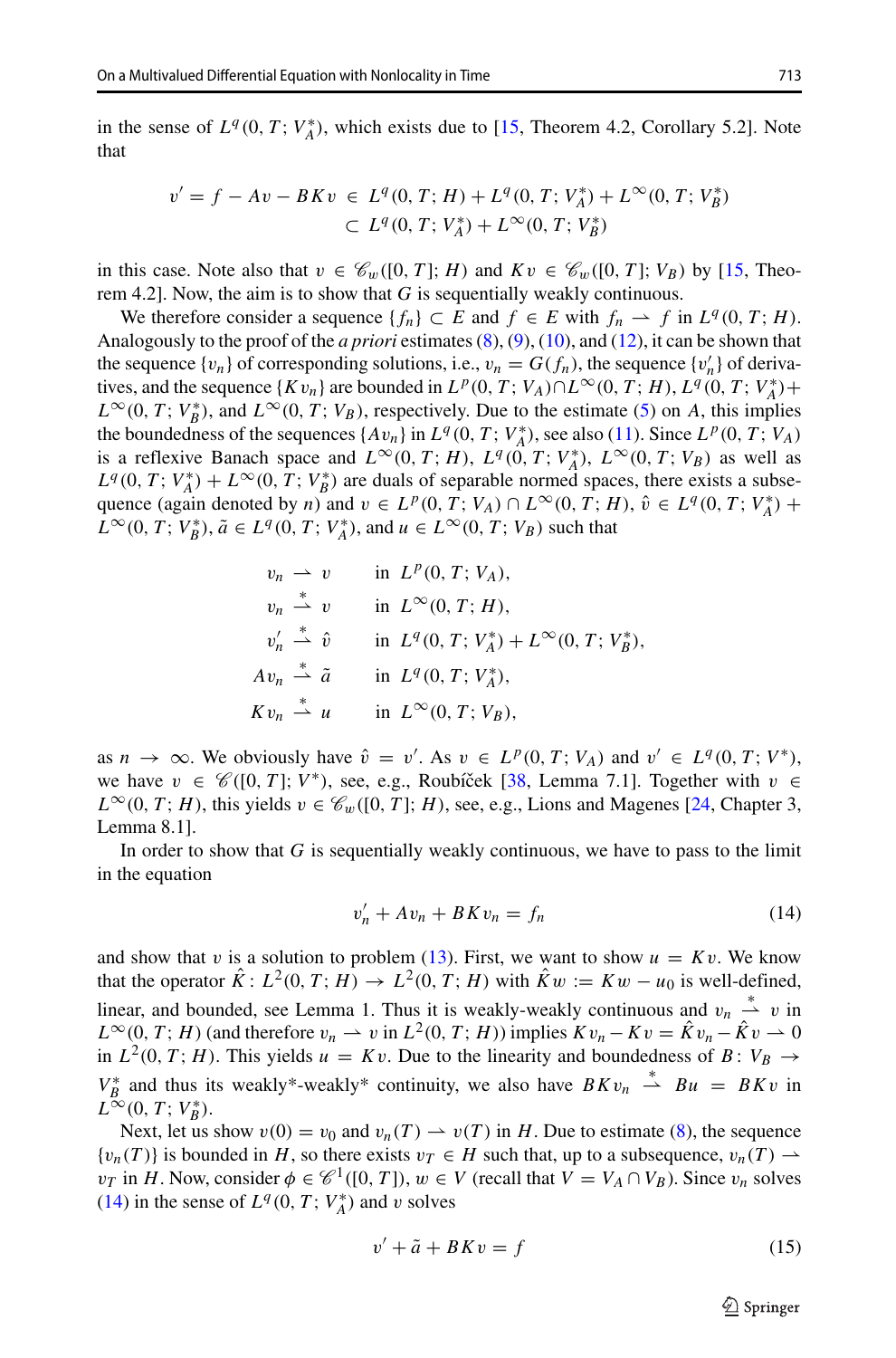in the sense of $L^q(0,T;V_A^*)$, which exists due to [15, Theorem 4.2, Corollary 5.2]. Note that

$$v' = f - Av - BKv \in L^q(0,T;H) + L^q(0,T;V_A^*) + L^\infty(0,T;V_B^*) \subset L^q(0,T;V_A^*) + L^\infty(0,T;V_B^*)$$

in this case. Note also that $v \in \mathscr{C}_w([0,T];H)$ and $Kv \in \mathscr{C}_w([0,T];V_B)$ by [15, Theorem 4.2]. Now, the aim is to show that $G$ is sequentially weakly continuous.

We therefore consider a sequence $\{f_n\} \subset E$ and $f \in E$ with $f_n \rightharpoonup f$ in $L^q(0,T;H)$. Analogously to the proof of the *a priori* estimates (8), (9), (10), and (12), it can be shown that the sequence $\{v_n\}$ of corresponding solutions, i.e., $v_n = G(f_n)$, the sequence $\{v_n'\}$ of derivatives, and the sequence $\{Kv_n\}$ are bounded in $L^p(0,T;V_A) \cap L^\infty(0,T;H)$, $L^q(0,T;V_A^*) + L^\infty(0,T;V_B^*)$, and $L^\infty(0,T;V_B)$, respectively. Due to the estimate (5) on $A$, this implies the boundedness of the sequences $\{Av_n\}$ in $L^q(0,T;V_A^*)$, see also (11). Since $L^p(0,T;V_A)$ is a reflexive Banach space and $L^\infty(0,T;H)$, $L^q(0,T;V_A^*)$, $L^\infty(0,T;V_B)$ as well as $L^q(0,T;V_A^*) + L^\infty(0,T;V_B^*)$ are duals of separable normed spaces, there exists a subsequence (again denoted by $n$) and $v \in L^p(0,T;V_A) \cap L^\infty(0,T;H)$, $\hat{v} \in L^q(0,T;V_A^*) + L^\infty(0,T;V_B^*)$, $\tilde{a} \in L^q(0,T;V_A^*)$, and $u \in L^\infty(0,T;V_B)$ such that

$$\begin{aligned}
v_n &\rightharpoonup v && \text{in } L^p(0,T;V_A),\\
v_n &\overset{*}{\rightharpoonup} v && \text{in } L^\infty(0,T;H),\\
v_n' &\overset{*}{\rightharpoonup} \hat{v} && \text{in } L^q(0,T;V_A^*) + L^\infty(0,T;V_B^*),\\
Av_n &\overset{*}{\rightharpoonup} \tilde{a} && \text{in } L^q(0,T;V_A^*),\\
Kv_n &\overset{*}{\rightharpoonup} u && \text{in } L^\infty(0,T;V_B),
\end{aligned}$$

as $n \to \infty$. We obviously have $\hat{v} = v'$. As $v \in L^p(0,T;V_A)$ and $v' \in L^q(0,T;V^*)$, we have $v \in \mathscr{C}([0,T];V^*)$, see, e.g., Roubíček [38, Lemma 7.1]. Together with $v \in L^\infty(0,T;H)$, this yields $v \in \mathscr{C}_w([0,T];H)$, see, e.g., Lions and Magenes [24, Chapter 3, Lemma 8.1].

In order to show that $G$ is sequentially weakly continuous, we have to pass to the limit in the equation

$$v_n' + Av_n + BKv_n = f_n \tag{14}$$

and show that $v$ is a solution to problem (13). First, we want to show $u = Kv$. We know that the operator $\hat{K}\colon L^2(0,T;H) \to L^2(0,T;H)$ with $\hat{K}w := Kw - u_0$ is well-defined, linear, and bounded, see Lemma 1. Thus it is weakly-weakly continuous and $v_n \overset{*}{\rightharpoonup} v$ in $L^\infty(0,T;H)$ (and therefore $v_n \rightharpoonup v$ in $L^2(0,T;H)$) implies $Kv_n - Kv = \hat{K}v_n - \hat{K}v \rightharpoonup 0$ in $L^2(0,T;H)$. This yields $u = Kv$. Due to the linearity and boundedness of $B\colon V_B \to V_B^*$ and thus its weakly\*-weakly\* continuity, we also have $BKv_n \overset{*}{\rightharpoonup} Bu = BKv$ in $L^\infty(0,T;V_B^*)$.

Next, let us show $v(0) = v_0$ and $v_n(T) \rightharpoonup v(T)$ in $H$. Due to estimate (8), the sequence $\{v_n(T)\}$ is bounded in $H$, so there exists $v_T \in H$ such that, up to a subsequence, $v_n(T) \rightharpoonup v_T$ in $H$. Now, consider $\phi \in \mathscr{C}^1([0,T])$, $w \in V$ (recall that $V = V_A \cap V_B$). Since $v_n$ solves (14) in the sense of $L^q(0,T;V_A^*)$ and $v$ solves

$$v' + \tilde{a} + BKv = f \tag{15}$$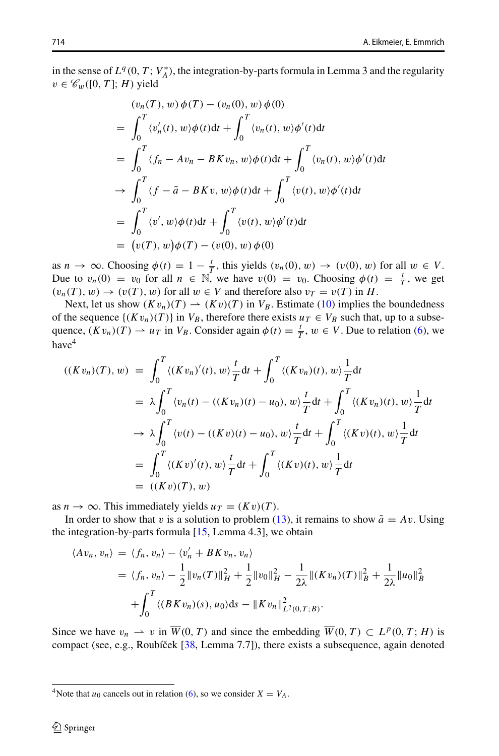in the sense of $L^q(0,T;V_A^*)$, the integration-by-parts formula in Lemma 3 and the regularity $v \in \mathscr{C}_w([0,T];H)$ yield

$$
\begin{aligned}
&(v_n(T), w)\,\phi(T) - (v_n(0), w)\,\phi(0) \\
&= \int_0^T \langle v_n'(t), w\rangle \phi(t)\mathrm{d}t + \int_0^T \langle v_n(t), w\rangle \phi'(t)\mathrm{d}t \\
&= \int_0^T \langle f_n - Av_n - BKv_n, w\rangle \phi(t)\mathrm{d}t + \int_0^T \langle v_n(t), w\rangle \phi'(t)\mathrm{d}t \\
&\to \int_0^T \langle f - \tilde{a} - BKv, w\rangle \phi(t)\mathrm{d}t + \int_0^T \langle v(t), w\rangle \phi'(t)\mathrm{d}t \\
&= \int_0^T \langle v', w\rangle \phi(t)\mathrm{d}t + \int_0^T \langle v(t), w\rangle \phi'(t)\mathrm{d}t \\
&= \big(v(T), w\big)\phi(T) - (v(0), w)\,\phi(0)
\end{aligned}
$$

as $n \to \infty$. Choosing $\phi(t) = 1 - \frac{t}{T}$, this yields $(v_n(0), w) \to (v(0), w)$ for all $w \in V$. Due to $v_n(0) = v_0$ for all $n \in \mathbb{N}$, we have $v(0) = v_0$. Choosing $\phi(t) = \frac{t}{T}$, we get $(v_n(T), w) \to (v(T), w)$ for all $w \in V$ and therefore also $v_T = v(T)$ in $H$.

Next, let us show $(Kv_n)(T) \rightharpoonup (Kv)(T)$ in $V_B$. Estimate (10) implies the boundedness of the sequence $\{(Kv_n)(T)\}$ in $V_B$, therefore there exists $u_T \in V_B$ such that, up to a subsequence, $(Kv_n)(T) \rightharpoonup u_T$ in $V_B$. Consider again $\phi(t) = \frac{t}{T}$, $w \in V$. Due to relation (6), we have[4]

$$
\begin{aligned}
((Kv_n)(T), w) &= \int_0^T \langle (Kv_n)'(t), w\rangle \frac{t}{T}\mathrm{d}t + \int_0^T \langle (Kv_n)(t), w\rangle \frac{1}{T}\mathrm{d}t \\
&= \lambda \int_0^T \langle v_n(t) - ((Kv_n)(t) - u_0), w\rangle \frac{t}{T}\mathrm{d}t + \int_0^T \langle (Kv_n)(t), w\rangle \frac{1}{T}\mathrm{d}t \\
&\to \lambda \int_0^T \langle v(t) - ((Kv)(t) - u_0), w\rangle \frac{t}{T}\mathrm{d}t + \int_0^T \langle (Kv)(t), w\rangle \frac{1}{T}\mathrm{d}t \\
&= \int_0^T \langle (Kv)'(t), w\rangle \frac{t}{T}\mathrm{d}t + \int_0^T \langle (Kv)(t), w\rangle \frac{1}{T}\mathrm{d}t \\
&= ((Kv)(T), w)
\end{aligned}
$$

as $n \to \infty$. This immediately yields $u_T = (Kv)(T)$.

In order to show that $v$ is a solution to problem (13), it remains to show $\tilde{a} = Av$. Using the integration-by-parts formula [15, Lemma 4.3], we obtain

$$
\begin{aligned}
\langle Av_n, v_n\rangle &= \langle f_n, v_n\rangle - \langle v_n' + BKv_n, v_n\rangle \\
&= \langle f_n, v_n\rangle - \frac{1}{2}\|v_n(T)\|_H^2 + \frac{1}{2}\|v_0\|_H^2 - \frac{1}{2\lambda}\|(Kv_n)(T)\|_B^2 + \frac{1}{2\lambda}\|u_0\|_B^2 \\
&\quad + \int_0^T \langle (BKv_n)(s), u_0\rangle \mathrm{d}s - \|Kv_n\|^2_{L^2(0,T;B)}.
\end{aligned}
$$

Since we have $v_n \rightharpoonup v$ in $\overline{W}(0,T)$ and since the embedding $\overline{W}(0,T) \subset L^p(0,T;H)$ is compact (see, e.g., Roubíček [38, Lemma 7.7]), there exists a subsequence, again denoted

[4] Note that $u_0$ cancels out in relation (6), so we consider $X = V_A$.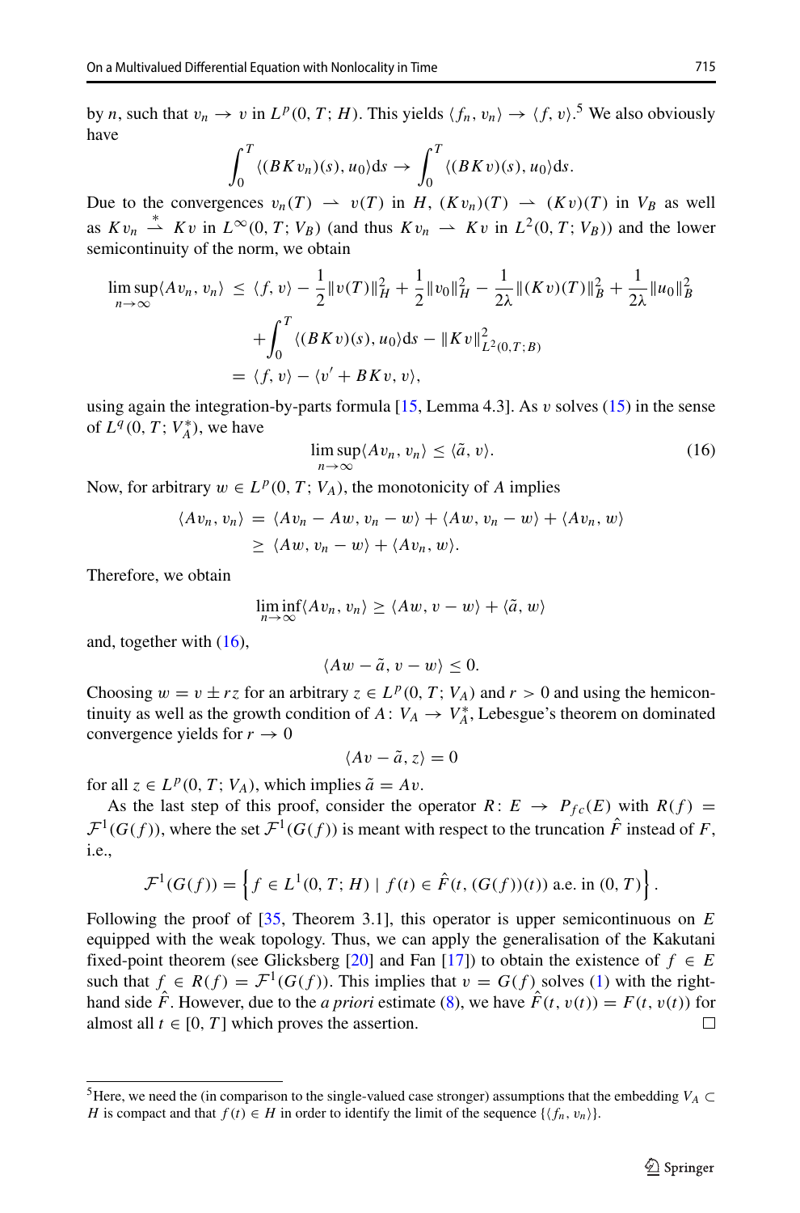by $n$, such that $v_n \to v$ in $L^p(0,T;H)$. This yields $\langle f_n, v_n\rangle \to \langle f, v\rangle$.[5] We also obviously have

$$\int_0^T \langle (BKv_n)(s), u_0\rangle \mathrm{d}s \to \int_0^T \langle (BKv)(s), u_0\rangle \mathrm{d}s.$$

Due to the convergences $v_n(T) \rightharpoonup v(T)$ in $H$, $(Kv_n)(T) \rightharpoonup (Kv)(T)$ in $V_B$ as well as $Kv_n \overset{*}{\rightharpoonup} Kv$ in $L^\infty(0,T;V_B)$ (and thus $Kv_n \rightharpoonup Kv$ in $L^2(0,T;V_B)$) and the lower semicontinuity of the norm, we obtain

$$\begin{aligned}
\limsup_{n\to\infty}\langle Av_n, v_n\rangle &\le \langle f, v\rangle - \frac{1}{2}\|v(T)\|_H^2 + \frac{1}{2}\|v_0\|_H^2 - \frac{1}{2\lambda}\|(Kv)(T)\|_B^2 + \frac{1}{2\lambda}\|u_0\|_B^2 \\
&\quad + \int_0^T \langle (BKv)(s), u_0\rangle \mathrm{d}s - \|Kv\|_{L^2(0,T;B)}^2 \\
&= \langle f, v\rangle - \langle v' + BKv, v\rangle,
\end{aligned}$$

using again the integration-by-parts formula [15, Lemma 4.3]. As $v$ solves (15) in the sense of $L^q(0,T;V_A^*)$, we have

$$\limsup_{n\to\infty}\langle Av_n, v_n\rangle \le \langle \tilde{a}, v\rangle. \tag{16}$$

Now, for arbitrary $w \in L^p(0,T;V_A)$, the monotonicity of $A$ implies

$$\begin{aligned}
\langle Av_n, v_n\rangle &= \langle Av_n - Aw, v_n - w\rangle + \langle Aw, v_n - w\rangle + \langle Av_n, w\rangle \\
&\ge \langle Aw, v_n - w\rangle + \langle Av_n, w\rangle.
\end{aligned}$$

Therefore, we obtain

$$\liminf_{n\to\infty}\langle Av_n, v_n\rangle \ge \langle Aw, v - w\rangle + \langle \tilde{a}, w\rangle$$

and, together with (16),

$$\langle Aw - \tilde{a}, v - w\rangle \le 0.$$

Choosing $w = v \pm rz$ for an arbitrary $z \in L^p(0,T;V_A)$ and $r > 0$ and using the hemicontinuity as well as the growth condition of $A\colon V_A \to V_A^*$, Lebesgue's theorem on dominated convergence yields for $r \to 0$

$$\langle Av - \tilde{a}, z\rangle = 0$$

for all $z \in L^p(0,T;V_A)$, which implies $\tilde{a} = Av$.

As the last step of this proof, consider the operator $R\colon E \to P_{fc}(E)$ with $R(f) = \mathcal{F}^1(G(f))$, where the set $\mathcal{F}^1(G(f))$ is meant with respect to the truncation $\hat{F}$ instead of $F$, i.e.,

$$\mathcal{F}^1(G(f)) = \left\{ f \in L^1(0,T;H) \mid f(t) \in \hat{F}(t, (G(f))(t)) \text{ a.e. in } (0,T) \right\}.$$

Following the proof of [35, Theorem 3.1], this operator is upper semicontinuous on $E$ equipped with the weak topology. Thus, we can apply the generalisation of the Kakutani fixed-point theorem (see Glicksberg [20] and Fan [17]) to obtain the existence of $f \in E$ such that $f \in R(f) = \mathcal{F}^1(G(f))$. This implies that $v = G(f)$ solves (1) with the right-hand side $\hat{F}$. However, due to the *a priori* estimate (8), we have $\hat{F}(t, v(t)) = F(t, v(t))$ for almost all $t \in [0,T]$ which proves the assertion. □

---

[5] Here, we need the (in comparison to the single-valued case stronger) assumptions that the embedding $V_A \subset H$ is compact and that $f(t) \in H$ in order to identify the limit of the sequence $\{\langle f_n, v_n\rangle\}$.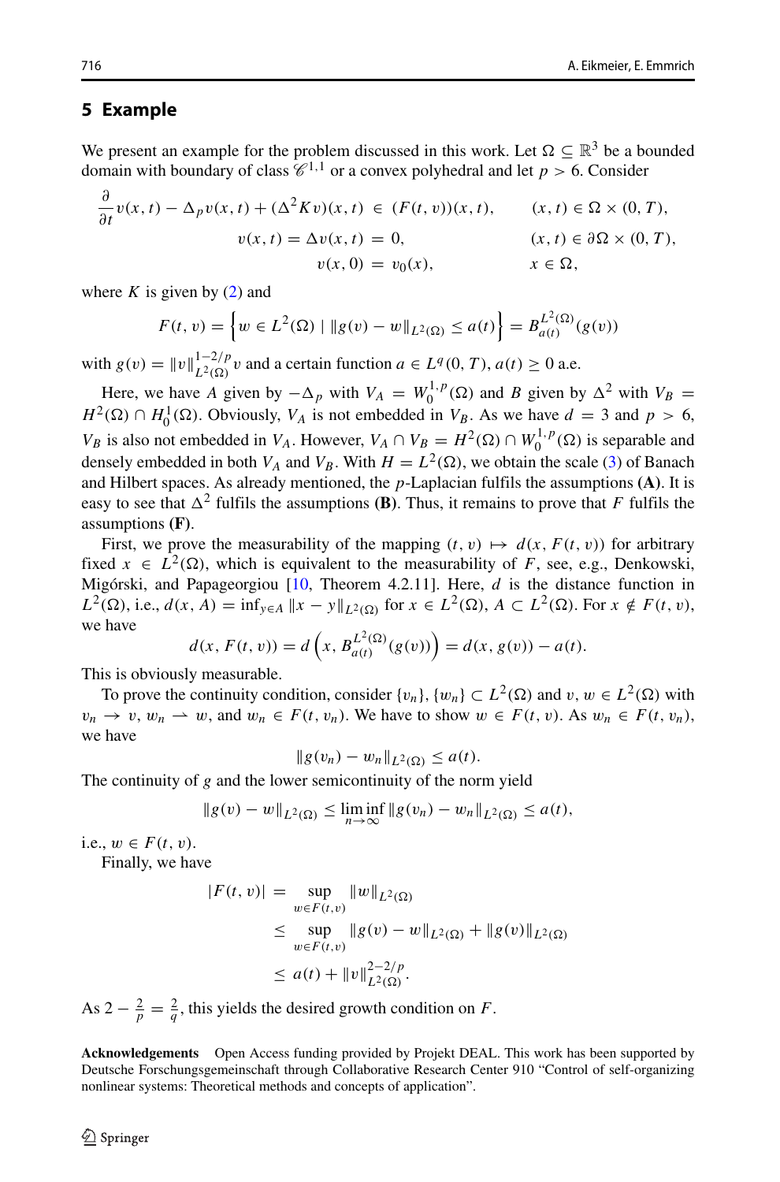## 5 Example

We present an example for the problem discussed in this work. Let $\Omega \subseteq \mathbb{R}^3$ be a bounded domain with boundary of class $\mathscr{C}^{1,1}$ or a convex polyhedral and let $p > 6$. Consider

$$
\begin{aligned}
\frac{\partial}{\partial t} v(x,t) - \Delta_p v(x,t) + (\Delta^2 K v)(x,t) &\in (F(t,v))(x,t), && (x,t) \in \Omega \times (0,T),\\
v(x,t) = \Delta v(x,t) &= 0, && (x,t) \in \partial\Omega \times (0,T),\\
v(x,0) &= v_0(x), && x \in \Omega,
\end{aligned}
$$

where $K$ is given by (2) and

$$
F(t,v) = \left\{ w \in L^2(\Omega) \mid \|g(v) - w\|_{L^2(\Omega)} \le a(t) \right\} = B_{a(t)}^{L^2(\Omega)}(g(v))
$$

with $g(v) = \|v\|_{L^2(\Omega)}^{1-2/p} v$ and a certain function $a \in L^q(0,T)$, $a(t) \ge 0$ a.e.

Here, we have $A$ given by $-\Delta_p$ with $V_A = W_0^{1,p}(\Omega)$ and $B$ given by $\Delta^2$ with $V_B = H^2(\Omega) \cap H_0^1(\Omega)$. Obviously, $V_A$ is not embedded in $V_B$. As we have $d = 3$ and $p > 6$, $V_B$ is also not embedded in $V_A$. However, $V_A \cap V_B = H^2(\Omega) \cap W_0^{1,p}(\Omega)$ is separable and densely embedded in both $V_A$ and $V_B$. With $H = L^2(\Omega)$, we obtain the scale (3) of Banach and Hilbert spaces. As already mentioned, the $p$-Laplacian fulfils the assumptions **(A)**. It is easy to see that $\Delta^2$ fulfils the assumptions **(B)**. Thus, it remains to prove that $F$ fulfils the assumptions **(F)**.

First, we prove the measurability of the mapping $(t,v) \mapsto d(x, F(t,v))$ for arbitrary fixed $x \in L^2(\Omega)$, which is equivalent to the measurability of $F$, see, e.g., Denkowski, Migórski, and Papageorgiou [10, Theorem 4.2.11]. Here, $d$ is the distance function in $L^2(\Omega)$, i.e., $d(x, A) = \inf_{y \in A} \|x - y\|_{L^2(\Omega)}$ for $x \in L^2(\Omega)$, $A \subset L^2(\Omega)$. For $x \notin F(t,v)$, we have

$$
d(x, F(t,v)) = d\left(x, B_{a(t)}^{L^2(\Omega)}(g(v))\right) = d(x, g(v)) - a(t).
$$

This is obviously measurable.

To prove the continuity condition, consider $\{v_n\}, \{w_n\} \subset L^2(\Omega)$ and $v, w \in L^2(\Omega)$ with $v_n \to v$, $w_n \rightharpoonup w$, and $w_n \in F(t, v_n)$. We have to show $w \in F(t,v)$. As $w_n \in F(t, v_n)$, we have

$$
\|g(v_n) - w_n\|_{L^2(\Omega)} \le a(t).
$$

The continuity of $g$ and the lower semicontinuity of the norm yield

$$
\|g(v) - w\|_{L^2(\Omega)} \le \liminf_{n \to \infty} \|g(v_n) - w_n\|_{L^2(\Omega)} \le a(t),
$$

i.e., $w \in F(t,v)$.

Finally, we have

$$
\begin{aligned}
|F(t,v)| &= \sup_{w \in F(t,v)} \|w\|_{L^2(\Omega)}\\
&\le \sup_{w \in F(t,v)} \|g(v) - w\|_{L^2(\Omega)} + \|g(v)\|_{L^2(\Omega)}\\
&\le a(t) + \|v\|_{L^2(\Omega)}^{2-2/p}.
\end{aligned}
$$

As $2 - \frac{2}{p} = \frac{2}{q}$, this yields the desired growth condition on $F$.

**Acknowledgements** Open Access funding provided by Projekt DEAL. This work has been supported by Deutsche Forschungsgemeinschaft through Collaborative Research Center 910 "Control of self-organizing nonlinear systems: Theoretical methods and concepts of application".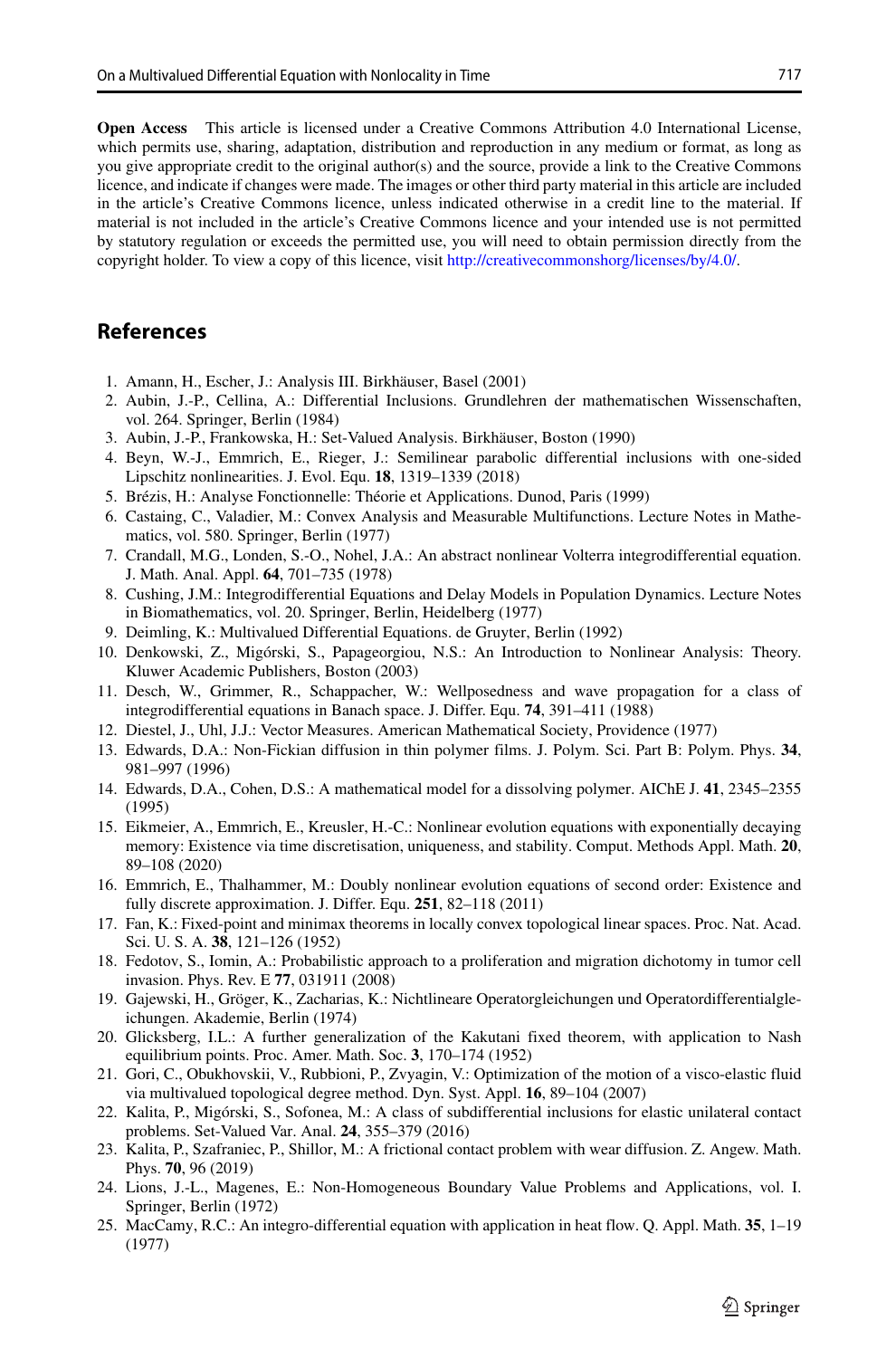**Open Access** This article is licensed under a Creative Commons Attribution 4.0 International License, which permits use, sharing, adaptation, distribution and reproduction in any medium or format, as long as you give appropriate credit to the original author(s) and the source, provide a link to the Creative Commons licence, and indicate if changes were made. The images or other third party material in this article are included in the article's Creative Commons licence, unless indicated otherwise in a credit line to the material. If material is not included in the article's Creative Commons licence and your intended use is not permitted by statutory regulation or exceeds the permitted use, you will need to obtain permission directly from the copyright holder. To view a copy of this licence, visit http://creativecommonshorg/licenses/by/4.0/.

## References

1. Amann, H., Escher, J.: Analysis III. Birkhäuser, Basel (2001)
2. Aubin, J.-P., Cellina, A.: Differential Inclusions. Grundlehren der mathematischen Wissenschaften, vol. 264. Springer, Berlin (1984)
3. Aubin, J.-P., Frankowska, H.: Set-Valued Analysis. Birkhäuser, Boston (1990)
4. Beyn, W.-J., Emmrich, E., Rieger, J.: Semilinear parabolic differential inclusions with one-sided Lipschitz nonlinearities. J. Evol. Equ. **18**, 1319–1339 (2018)
5. Brézis, H.: Analyse Fonctionnelle: Théorie et Applications. Dunod, Paris (1999)
6. Castaing, C., Valadier, M.: Convex Analysis and Measurable Multifunctions. Lecture Notes in Mathematics, vol. 580. Springer, Berlin (1977)
7. Crandall, M.G., Londen, S.-O., Nohel, J.A.: An abstract nonlinear Volterra integrodifferential equation. J. Math. Anal. Appl. **64**, 701–735 (1978)
8. Cushing, J.M.: Integrodifferential Equations and Delay Models in Population Dynamics. Lecture Notes in Biomathematics, vol. 20. Springer, Berlin, Heidelberg (1977)
9. Deimling, K.: Multivalued Differential Equations. de Gruyter, Berlin (1992)
10. Denkowski, Z., Migórski, S., Papageorgiou, N.S.: An Introduction to Nonlinear Analysis: Theory. Kluwer Academic Publishers, Boston (2003)
11. Desch, W., Grimmer, R., Schappacher, W.: Wellposedness and wave propagation for a class of integrodifferential equations in Banach space. J. Differ. Equ. **74**, 391–411 (1988)
12. Diestel, J., Uhl, J.J.: Vector Measures. American Mathematical Society, Providence (1977)
13. Edwards, D.A.: Non-Fickian diffusion in thin polymer films. J. Polym. Sci. Part B: Polym. Phys. **34**, 981–997 (1996)
14. Edwards, D.A., Cohen, D.S.: A mathematical model for a dissolving polymer. AIChE J. **41**, 2345–2355 (1995)
15. Eikmeier, A., Emmrich, E., Kreusler, H.-C.: Nonlinear evolution equations with exponentially decaying memory: Existence via time discretisation, uniqueness, and stability. Comput. Methods Appl. Math. **20**, 89–108 (2020)
16. Emmrich, E., Thalhammer, M.: Doubly nonlinear evolution equations of second order: Existence and fully discrete approximation. J. Differ. Equ. **251**, 82–118 (2011)
17. Fan, K.: Fixed-point and minimax theorems in locally convex topological linear spaces. Proc. Nat. Acad. Sci. U. S. A. **38**, 121–126 (1952)
18. Fedotov, S., Iomin, A.: Probabilistic approach to a proliferation and migration dichotomy in tumor cell invasion. Phys. Rev. E **77**, 031911 (2008)
19. Gajewski, H., Gröger, K., Zacharias, K.: Nichtlineare Operatorgleichungen und Operatordifferentialgleichungen. Akademie, Berlin (1974)
20. Glicksberg, I.L.: A further generalization of the Kakutani fixed theorem, with application to Nash equilibrium points. Proc. Amer. Math. Soc. **3**, 170–174 (1952)
21. Gori, C., Obukhovskii, V., Rubbioni, P., Zvyagin, V.: Optimization of the motion of a visco-elastic fluid via multivalued topological degree method. Dyn. Syst. Appl. **16**, 89–104 (2007)
22. Kalita, P., Migórski, S., Sofonea, M.: A class of subdifferential inclusions for elastic unilateral contact problems. Set-Valued Var. Anal. **24**, 355–379 (2016)
23. Kalita, P., Szafraniec, P., Shillor, M.: A frictional contact problem with wear diffusion. Z. Angew. Math. Phys. **70**, 96 (2019)
24. Lions, J.-L., Magenes, E.: Non-Homogeneous Boundary Value Problems and Applications, vol. I. Springer, Berlin (1972)
25. MacCamy, R.C.: An integro-differential equation with application in heat flow. Q. Appl. Math. **35**, 1–19 (1977)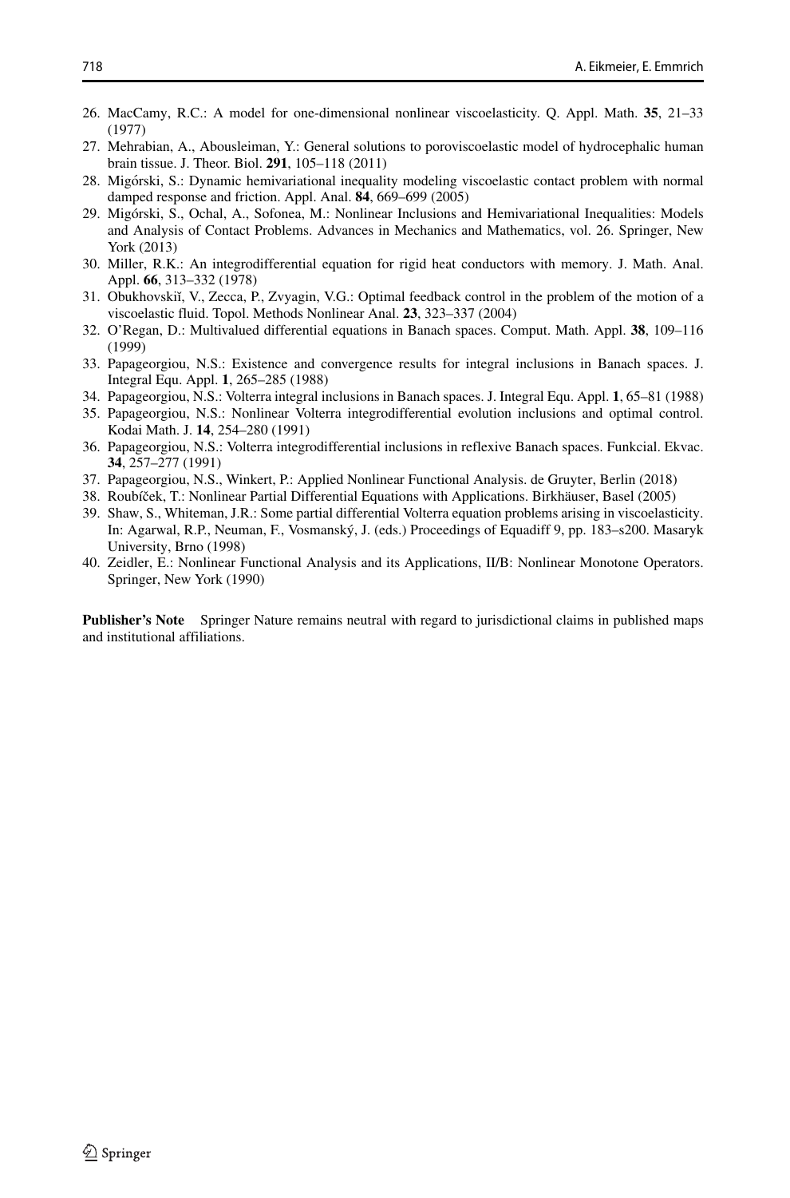26. MacCamy, R.C.: A model for one-dimensional nonlinear viscoelasticity. Q. Appl. Math. **35**, 21–33 (1977)
27. Mehrabian, A., Abousleiman, Y.: General solutions to poroviscoelastic model of hydrocephalic human brain tissue. J. Theor. Biol. **291**, 105–118 (2011)
28. Migórski, S.: Dynamic hemivariational inequality modeling viscoelastic contact problem with normal damped response and friction. Appl. Anal. **84**, 669–699 (2005)
29. Migórski, S., Ochal, A., Sofonea, M.: Nonlinear Inclusions and Hemivariational Inequalities: Models and Analysis of Contact Problems. Advances in Mechanics and Mathematics, vol. 26. Springer, New York (2013)
30. Miller, R.K.: An integrodifferential equation for rigid heat conductors with memory. J. Math. Anal. Appl. **66**, 313–332 (1978)
31. Obukhovskiĭ, V., Zecca, P., Zvyagin, V.G.: Optimal feedback control in the problem of the motion of a viscoelastic fluid. Topol. Methods Nonlinear Anal. **23**, 323–337 (2004)
32. O'Regan, D.: Multivalued differential equations in Banach spaces. Comput. Math. Appl. **38**, 109–116 (1999)
33. Papageorgiou, N.S.: Existence and convergence results for integral inclusions in Banach spaces. J. Integral Equ. Appl. **1**, 265–285 (1988)
34. Papageorgiou, N.S.: Volterra integral inclusions in Banach spaces. J. Integral Equ. Appl. **1**, 65–81 (1988)
35. Papageorgiou, N.S.: Nonlinear Volterra integrodifferential evolution inclusions and optimal control. Kodai Math. J. **14**, 254–280 (1991)
36. Papageorgiou, N.S.: Volterra integrodifferential inclusions in reflexive Banach spaces. Funkcial. Ekvac. **34**, 257–277 (1991)
37. Papageorgiou, N.S., Winkert, P.: Applied Nonlinear Functional Analysis. de Gruyter, Berlin (2018)
38. Roubíček, T.: Nonlinear Partial Differential Equations with Applications. Birkhäuser, Basel (2005)
39. Shaw, S., Whiteman, J.R.: Some partial differential Volterra equation problems arising in viscoelasticity. In: Agarwal, R.P., Neuman, F., Vosmanský, J. (eds.) Proceedings of Equadiff 9, pp. 183–s200. Masaryk University, Brno (1998)
40. Zeidler, E.: Nonlinear Functional Analysis and its Applications, II/B: Nonlinear Monotone Operators. Springer, New York (1990)

**Publisher's Note** Springer Nature remains neutral with regard to jurisdictional claims in published maps and institutional affiliations.